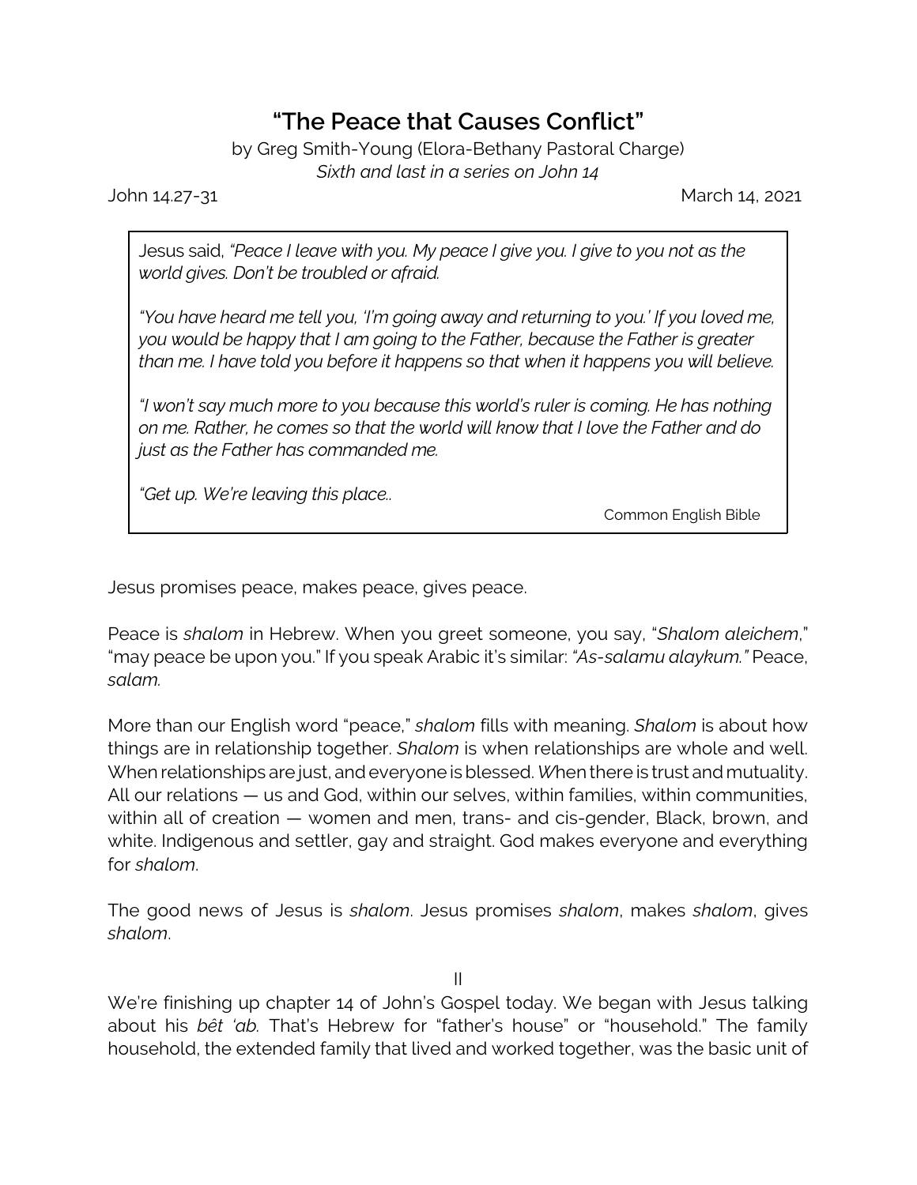# "The Peace that Causes Conflict"

by Greg Smith-Young (Elora-Bethany Pastoral Charge)
*Sixth and last in a series on John 14*

John 14.27-31 March 14, 2021

> Jesus said, *"Peace I leave with you. My peace I give you. I give to you not as the world gives. Don't be troubled or afraid.*
>
> *"You have heard me tell you, 'I'm going away and returning to you.' If you loved me, you would be happy that I am going to the Father, because the Father is greater than me. I have told you before it happens so that when it happens you will believe.*
>
> *"I won't say much more to you because this world's ruler is coming. He has nothing on me. Rather, he comes so that the world will know that I love the Father and do just as the Father has commanded me.*
>
> *"Get up. We're leaving this place..*
>
> Common English Bible

Jesus promises peace, makes peace, gives peace.

Peace is *shalom* in Hebrew. When you greet someone, you say, "*Shalom aleichem*," "may peace be upon you." If you speak Arabic it's similar: *"As-salamu alaykum."* Peace, *salam.*

More than our English word "peace," *shalom* fills with meaning. *Shalom* is about how things are in relationship together. *Shalom* is when relationships are whole and well. When relationships are just, and everyone is blessed. *W*hen there is trust and mutuality. All our relations — us and God, within our selves, within families, within communities, within all of creation — women and men, trans- and cis-gender, Black, brown, and white. Indigenous and settler, gay and straight. God makes everyone and everything for *shalom*.

The good news of Jesus is *shalom*. Jesus promises *shalom*, makes *shalom*, gives *shalom*.

II

We're finishing up chapter 14 of John's Gospel today. We began with Jesus talking about his *bêt 'ab.* That's Hebrew for "father's house" or "household." The family household, the extended family that lived and worked together, was the basic unit of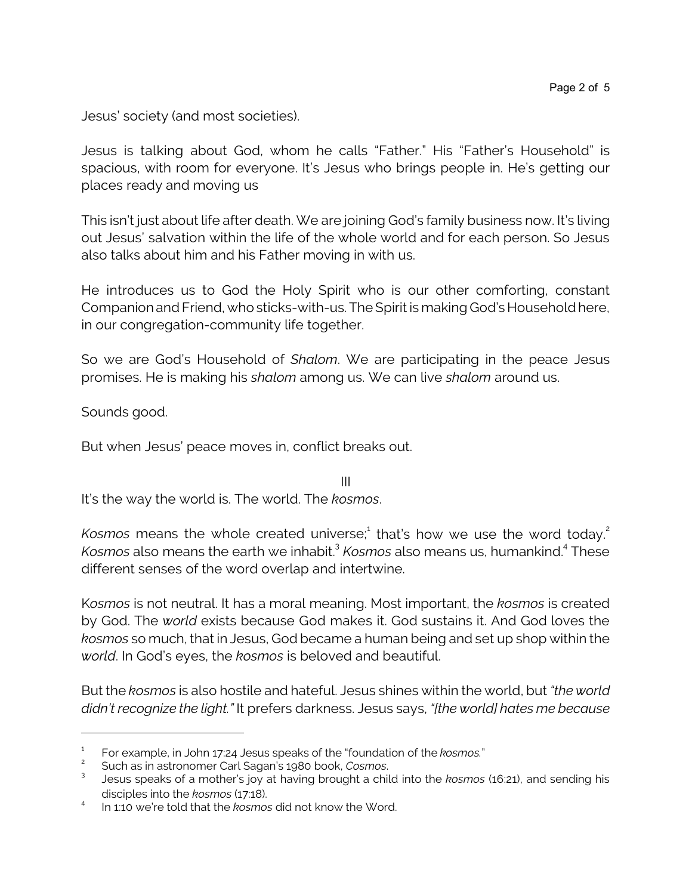Jesus' society (and most societies).

Jesus is talking about God, whom he calls "Father." His "Father's Household" is spacious, with room for everyone. It's Jesus who brings people in. He's getting our places ready and moving us

This isn't just about life after death. We are joining God's family business now. It's living out Jesus' salvation within the life of the whole world and for each person. So Jesus also talks about him and his Father moving in with us.

He introduces us to God the Holy Spirit who is our other comforting, constant Companion and Friend, who sticks-with-us. The Spirit is making God's Household here, in our congregation-community life together.

So we are God's Household of *Shalom*. We are participating in the peace Jesus promises. He is making his *shalom* among us. We can live *shalom* around us.

Sounds good.

But when Jesus' peace moves in, conflict breaks out.

## III

It's the way the world is. The world. The *kosmos*.

*Kosmos* means the whole created universe;[1] that's how we use the word today.[2] *Kosmos* also means the earth we inhabit.[3] *Kosmos* also means us, humankind.[4] These different senses of the word overlap and intertwine.

K*osmos* is not neutral. It has a moral meaning. Most important, the *kosmos* is created by God. The *world* exists because God makes it. God sustains it. And God loves the *kosmos* so much, that in Jesus, God became a human being and set up shop within the *world*. In God's eyes, the *kosmos* is beloved and beautiful.

But the *kosmos* is also hostile and hateful. Jesus shines within the world, but *"the world didn't recognize the light."* It prefers darkness. Jesus says, *"[the world] hates me because*

---

[1] For example, in John 17:24 Jesus speaks of the "foundation of the *kosmos*."

[2] Such as in astronomer Carl Sagan's 1980 book, *Cosmos*.

[3] Jesus speaks of a mother's joy at having brought a child into the *kosmos* (16:21), and sending his disciples into the *kosmos* (17:18).

[4] In 1:10 we're told that the *kosmos* did not know the Word.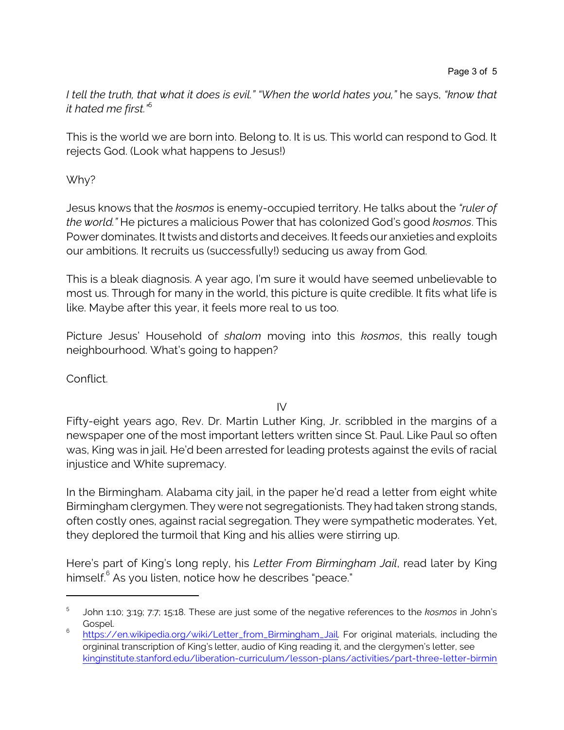*I tell the truth, that what it does is evil." "When the world hates you,"* he says, *"know that it hated me first."*[5]

This is the world we are born into. Belong to. It is us. This world can respond to God. It rejects God. (Look what happens to Jesus!)

Why?

Jesus knows that the *kosmos* is enemy-occupied territory. He talks about the *"ruler of the world."* He pictures a malicious Power that has colonized God's good *kosmos*. This Power dominates. It twists and distorts and deceives. It feeds our anxieties and exploits our ambitions. It recruits us (successfully!) seducing us away from God.

This is a bleak diagnosis. A year ago, I'm sure it would have seemed unbelievable to most us. Through for many in the world, this picture is quite credible. It fits what life is like. Maybe after this year, it feels more real to us too.

Picture Jesus' Household of *shalom* moving into this *kosmos*, this really tough neighbourhood. What's going to happen?

Conflict.

IV

Fifty-eight years ago, Rev. Dr. Martin Luther King, Jr. scribbled in the margins of a newspaper one of the most important letters written since St. Paul. Like Paul so often was, King was in jail. He'd been arrested for leading protests against the evils of racial injustice and White supremacy.

In the Birmingham. Alabama city jail, in the paper he'd read a letter from eight white Birmingham clergymen. They were not segregationists. They had taken strong stands, often costly ones, against racial segregation. They were sympathetic moderates. Yet, they deplored the turmoil that King and his allies were stirring up.

Here's part of King's long reply, his *Letter From Birmingham Jail*, read later by King himself.[6] As you listen, notice how he describes "peace."

---

[5] John 1:10; 3:19; 7:7; 15:18. These are just some of the negative references to the *kosmos* in John's Gospel.

[6] https://en.wikipedia.org/wiki/Letter_from_Birmingham_Jail. For original materials, including the orgininal transcription of King's letter, audio of King reading it, and the clergymen's letter, see kinginstitute.stanford.edu/liberation-curriculum/lesson-plans/activities/part-three-letter-birmin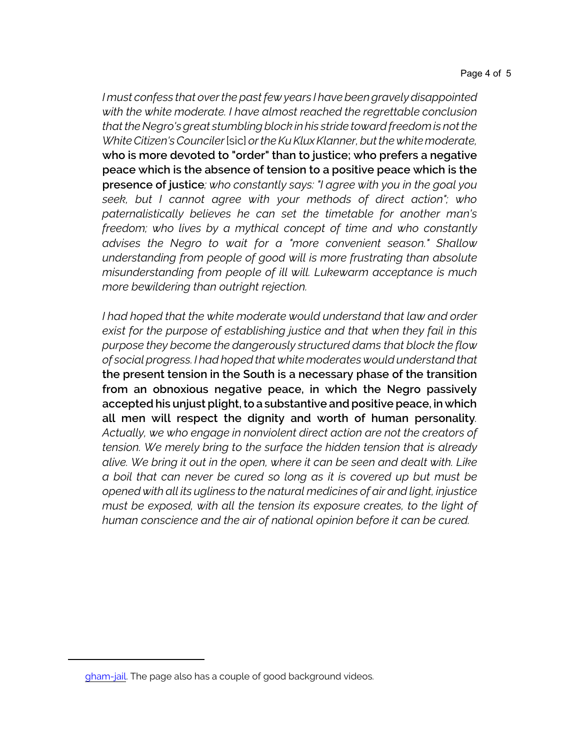*I must confess that over the past few years I have been gravely disappointed with the white moderate. I have almost reached the regrettable conclusion that the Negro's great stumbling block in his stride toward freedom is not the White Citizen's Counciler* [sic] *or the Ku Klux Klanner, but the white moderate,* **who is more devoted to "order" than to justice; who prefers a negative peace which is the absence of tension to a positive peace which is the presence of justice***; who constantly says: "I agree with you in the goal you seek, but I cannot agree with your methods of direct action"; who paternalistically believes he can set the timetable for another man's freedom; who lives by a mythical concept of time and who constantly advises the Negro to wait for a "more convenient season." Shallow understanding from people of good will is more frustrating than absolute misunderstanding from people of ill will. Lukewarm acceptance is much more bewildering than outright rejection.*

*I had hoped that the white moderate would understand that law and order exist for the purpose of establishing justice and that when they fail in this purpose they become the dangerously structured dams that block the flow of social progress. I had hoped that white moderates would understand that* **the present tension in the South is a necessary phase of the transition from an obnoxious negative peace, in which the Negro passively accepted his unjust plight, to a substantive and positive peace, in which all men will respect the dignity and worth of human personality**. *Actually, we who engage in nonviolent direct action are not the creators of tension. We merely bring to the surface the hidden tension that is already alive. We bring it out in the open, where it can be seen and dealt with. Like a boil that can never be cured so long as it is covered up but must be opened with all its ugliness to the natural medicines of air and light, injustice must be exposed, with all the tension its exposure creates, to the light of human conscience and the air of national opinion before it can be cured.*

---

gham-jail. The page also has a couple of good background videos.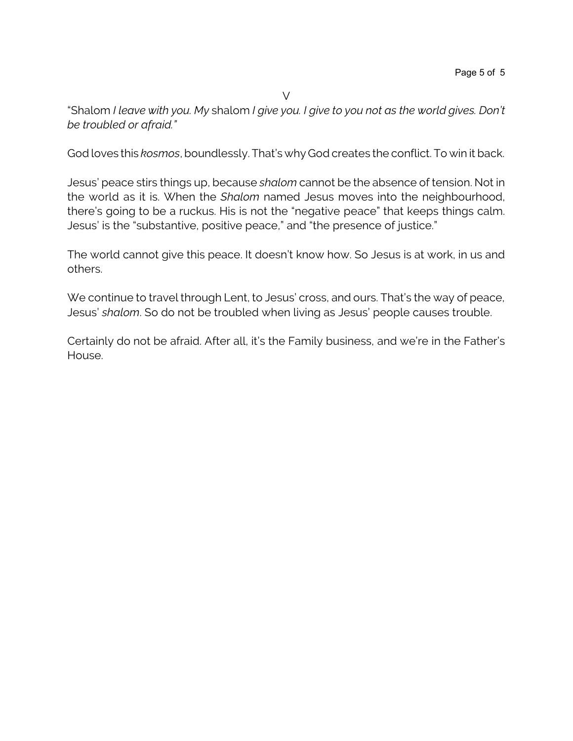V

"Shalom *I leave with you. My* shalom *I give you. I give to you not as the world gives. Don't be troubled or afraid."*

God loves this *kosmos*, boundlessly. That's why God creates the conflict. To win it back.

Jesus' peace stirs things up, because *shalom* cannot be the absence of tension. Not in the world as it is. When the *Shalom* named Jesus moves into the neighbourhood, there's going to be a ruckus. His is not the "negative peace" that keeps things calm. Jesus' is the "substantive, positive peace," and "the presence of justice."

The world cannot give this peace. It doesn't know how. So Jesus is at work, in us and others.

We continue to travel through Lent, to Jesus' cross, and ours. That's the way of peace, Jesus' *shalom*. So do not be troubled when living as Jesus' people causes trouble.

Certainly do not be afraid. After all, it's the Family business, and we're in the Father's House.